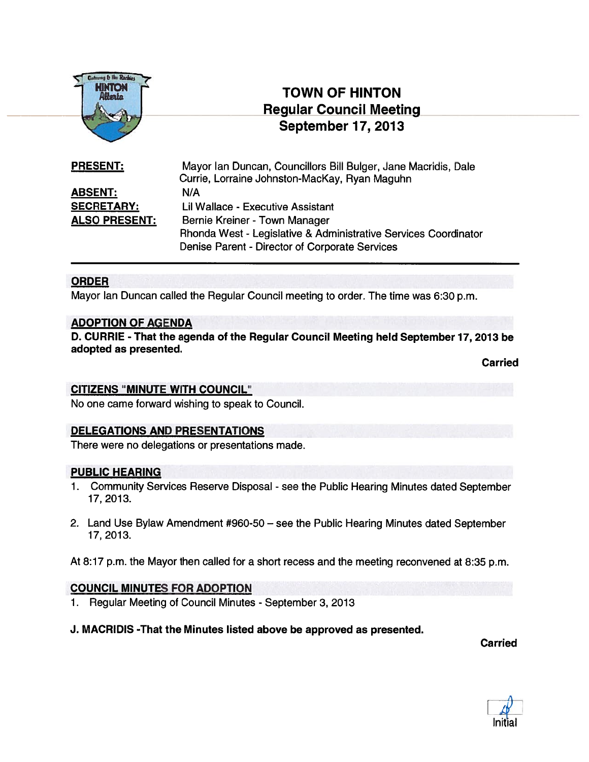# TOWN OF HINTON
## Regular Council Meeting
## September 17, 2013

**PRESENT:** Mayor Ian Duncan, Councillors Bill Bulger, Jane Macridis, Dale Currie, Lorraine Johnston-MacKay, Ryan Maguhn

**ABSENT:** N/A

**SECRETARY:** Lil Wallace - Executive Assistant

**ALSO PRESENT:** Bernie Kreiner - Town Manager
Rhonda West - Legislative & Administrative Services Coordinator
Denise Parent - Director of Corporate Services

---

### ORDER

Mayor Ian Duncan called the Regular Council meeting to order. The time was 6:30 p.m.

### ADOPTION OF AGENDA

**D. CURRIE - That the agenda of the Regular Council Meeting held September 17, 2013 be adopted as presented.**

**Carried**

### CITIZENS "MINUTE WITH COUNCIL"

No one came forward wishing to speak to Council.

### DELEGATIONS AND PRESENTATIONS

There were no delegations or presentations made.

### PUBLIC HEARING

1. Community Services Reserve Disposal - see the Public Hearing Minutes dated September 17, 2013.

2. Land Use Bylaw Amendment #960-50 – see the Public Hearing Minutes dated September 17, 2013.

At 8:17 p.m. the Mayor then called for a short recess and the meeting reconvened at 8:35 p.m.

### COUNCIL MINUTES FOR ADOPTION

1. Regular Meeting of Council Minutes - September 3, 2013

**J. MACRIDIS -That the Minutes listed above be approved as presented.**

**Carried**

Initial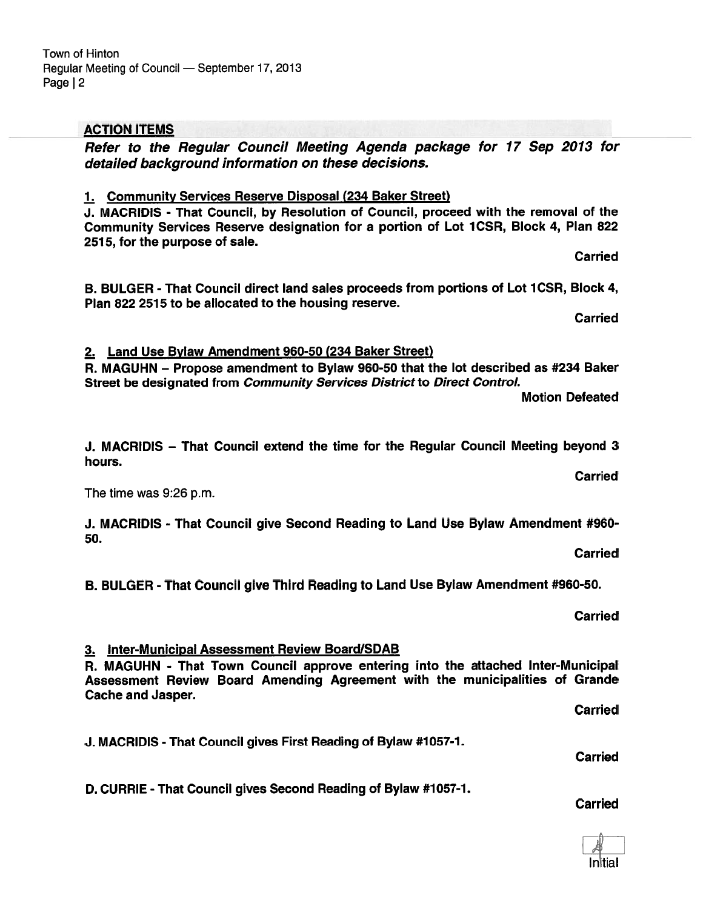## ACTION ITEMS

***Refer to the Regular Council Meeting Agenda package for 17 Sep 2013 for detailed background information on these decisions.***

### 1. Community Services Reserve Disposal (234 Baker Street)

**J. MACRIDIS - That Council, by Resolution of Council, proceed with the removal of the Community Services Reserve designation for a portion of Lot 1CSR, Block 4, Plan 822 2515, for the purpose of sale.**

**Carried**

**B. BULGER - That Council direct land sales proceeds from portions of Lot 1CSR, Block 4, Plan 822 2515 to be allocated to the housing reserve.**

**Carried**

### 2. Land Use Bylaw Amendment 960-50 (234 Baker Street)

**R. MAGUHN – Propose amendment to Bylaw 960-50 that the lot described as #234 Baker Street be designated from *Community Services District* to *Direct Control*.**

**Motion Defeated**

**J. MACRIDIS – That Council extend the time for the Regular Council Meeting beyond 3 hours.**

**Carried**

The time was 9:26 p.m.

**J. MACRIDIS - That Council give Second Reading to Land Use Bylaw Amendment #960-50.**

**Carried**

**B. BULGER - That Council give Third Reading to Land Use Bylaw Amendment #960-50.**

**Carried**

### 3. Inter-Municipal Assessment Review Board/SDAB

**R. MAGUHN - That Town Council approve entering into the attached Inter-Municipal Assessment Review Board Amending Agreement with the municipalities of Grande Cache and Jasper.**

**Carried**

**J. MACRIDIS - That Council gives First Reading of Bylaw #1057-1.**

**Carried**

**D. CURRIE - That Council gives Second Reading of Bylaw #1057-1.**

**Carried**

Initial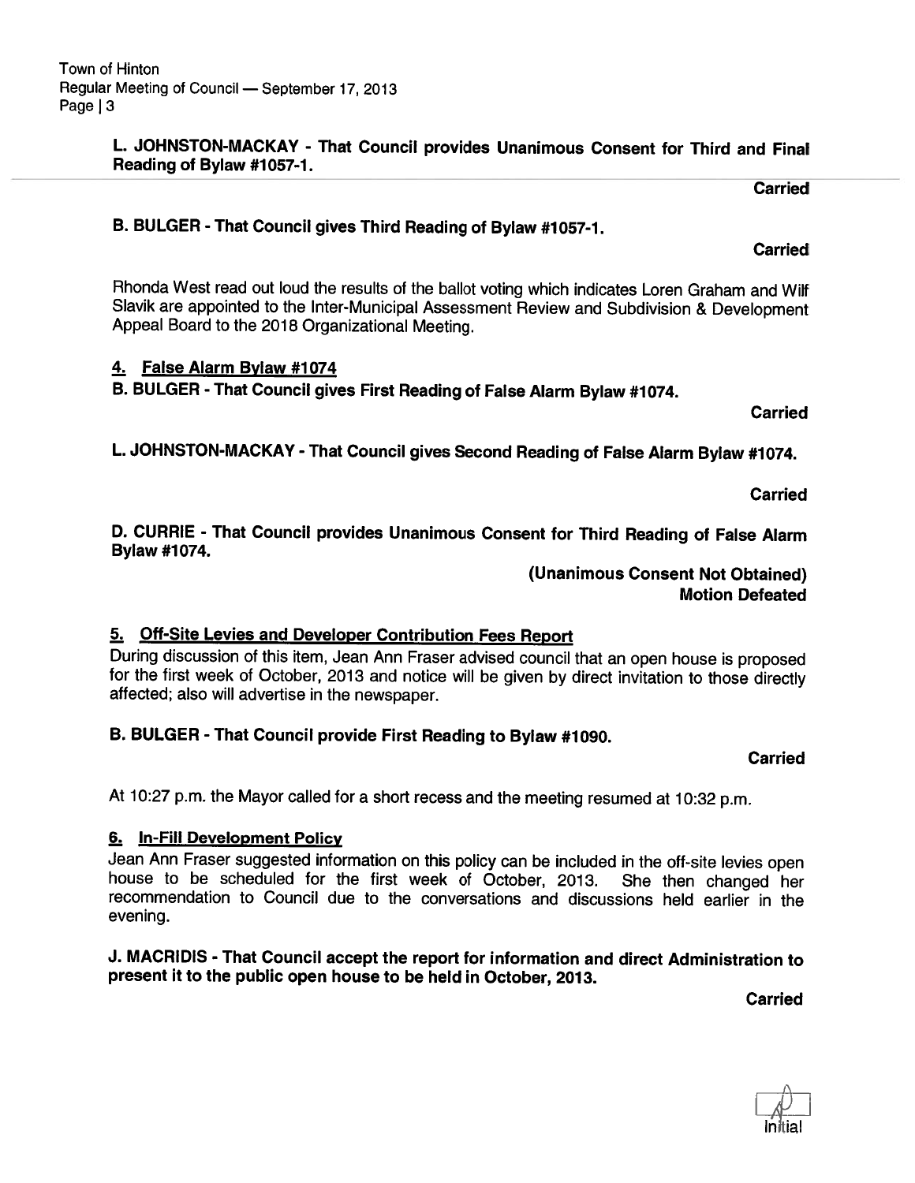**L. JOHNSTON-MACKAY - That Council provides Unanimous Consent for Third and Final Reading of Bylaw #1057-1.**

**Carried**

**B. BULGER - That Council gives Third Reading of Bylaw #1057-1.**

**Carried**

Rhonda West read out loud the results of the ballot voting which indicates Loren Graham and Wilf Slavik are appointed to the Inter-Municipal Assessment Review and Subdivision & Development Appeal Board to the 2018 Organizational Meeting.

### 4. False Alarm Bylaw #1074

**B. BULGER - That Council gives First Reading of False Alarm Bylaw #1074.**

**Carried**

**L. JOHNSTON-MACKAY - That Council gives Second Reading of False Alarm Bylaw #1074.**

**Carried**

**D. CURRIE - That Council provides Unanimous Consent for Third Reading of False Alarm Bylaw #1074.**

**(Unanimous Consent Not Obtained)**
**Motion Defeated**

### 5. Off-Site Levies and Developer Contribution Fees Report

During discussion of this item, Jean Ann Fraser advised council that an open house is proposed for the first week of October, 2013 and notice will be given by direct invitation to those directly affected; also will advertise in the newspaper.

**B. BULGER - That Council provide First Reading to Bylaw #1090.**

**Carried**

At 10:27 p.m. the Mayor called for a short recess and the meeting resumed at 10:32 p.m.

### 6. In-Fill Development Policy

Jean Ann Fraser suggested information on this policy can be included in the off-site levies open house to be scheduled for the first week of October, 2013. She then changed her recommendation to Council due to the conversations and discussions held earlier in the evening.

**J. MACRIDIS - That Council accept the report for information and direct Administration to present it to the public open house to be held in October, 2013.**

**Carried**

Initial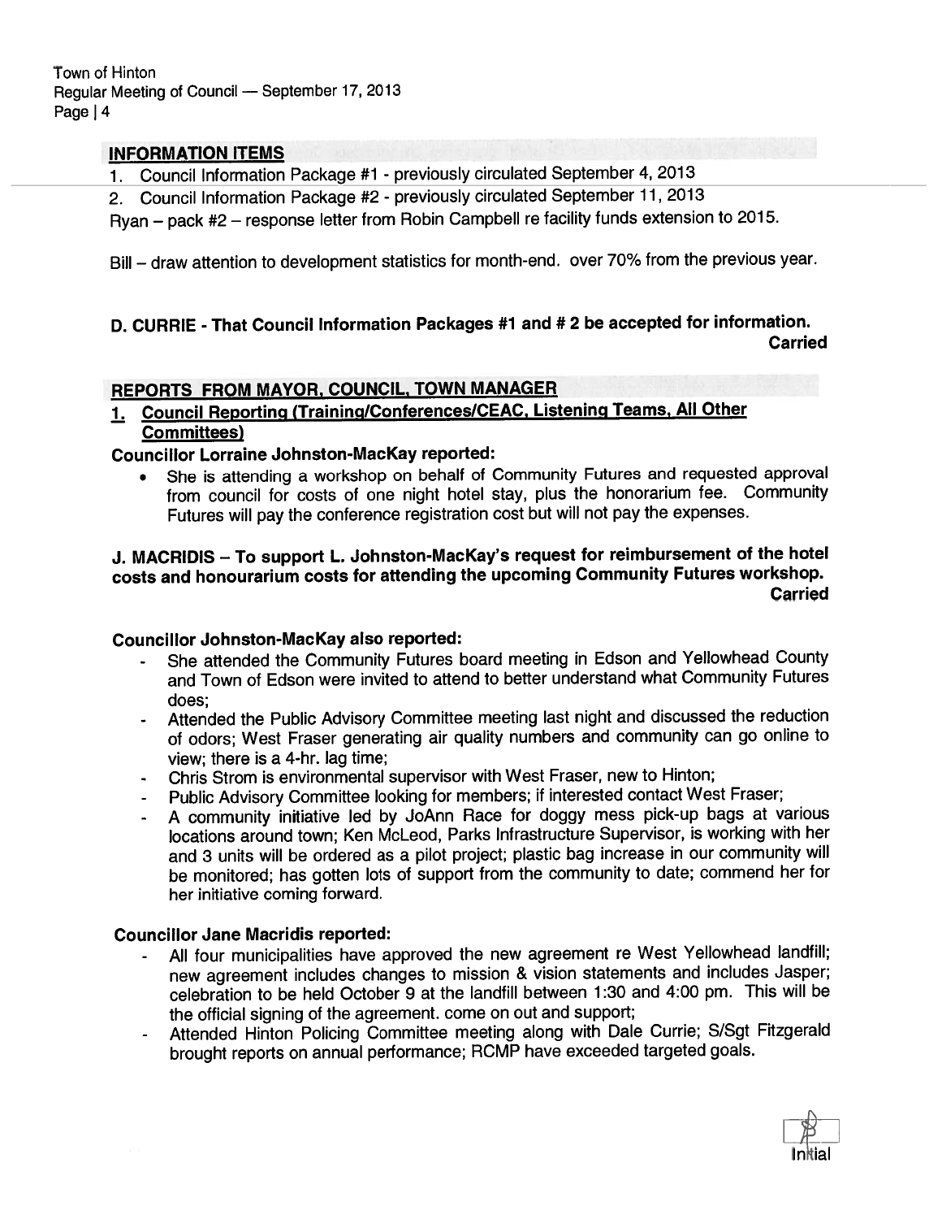## INFORMATION ITEMS

1. Council Information Package #1 - previously circulated September 4, 2013
2. Council Information Package #2 - previously circulated September 11, 2013

Ryan – pack #2 – response letter from Robin Campbell re facility funds extension to 2015.

Bill – draw attention to development statistics for month-end. over 70% from the previous year.

**D. CURRIE - That Council Information Packages #1 and # 2 be accepted for information.**
**Carried**

## REPORTS FROM MAYOR, COUNCIL, TOWN MANAGER

### 1. Council Reporting (Training/Conferences/CEAC, Listening Teams, All Other Committees)

**Councillor Lorraine Johnston-MacKay reported:**

- She is attending a workshop on behalf of Community Futures and requested approval from council for costs of one night hotel stay, plus the honorarium fee. Community Futures will pay the conference registration cost but will not pay the expenses.

**J. MACRIDIS – To support L. Johnston-MacKay's request for reimbursement of the hotel costs and honourarium costs for attending the upcoming Community Futures workshop.**
**Carried**

**Councillor Johnston-MacKay also reported:**

- She attended the Community Futures board meeting in Edson and Yellowhead County and Town of Edson were invited to attend to better understand what Community Futures does;
- Attended the Public Advisory Committee meeting last night and discussed the reduction of odors; West Fraser generating air quality numbers and community can go online to view; there is a 4-hr. lag time;
- Chris Strom is environmental supervisor with West Fraser, new to Hinton;
- Public Advisory Committee looking for members; if interested contact West Fraser;
- A community initiative led by JoAnn Race for doggy mess pick-up bags at various locations around town; Ken McLeod, Parks Infrastructure Supervisor, is working with her and 3 units will be ordered as a pilot project; plastic bag increase in our community will be monitored; has gotten lots of support from the community to date; commend her for her initiative coming forward.

**Councillor Jane Macridis reported:**

- All four municipalities have approved the new agreement re West Yellowhead landfill; new agreement includes changes to mission & vision statements and includes Jasper; celebration to be held October 9 at the landfill between 1:30 and 4:00 pm. This will be the official signing of the agreement. come on out and support;
- Attended Hinton Policing Committee meeting along with Dale Currie; S/Sgt Fitzgerald brought reports on annual performance; RCMP have exceeded targeted goals.

Initial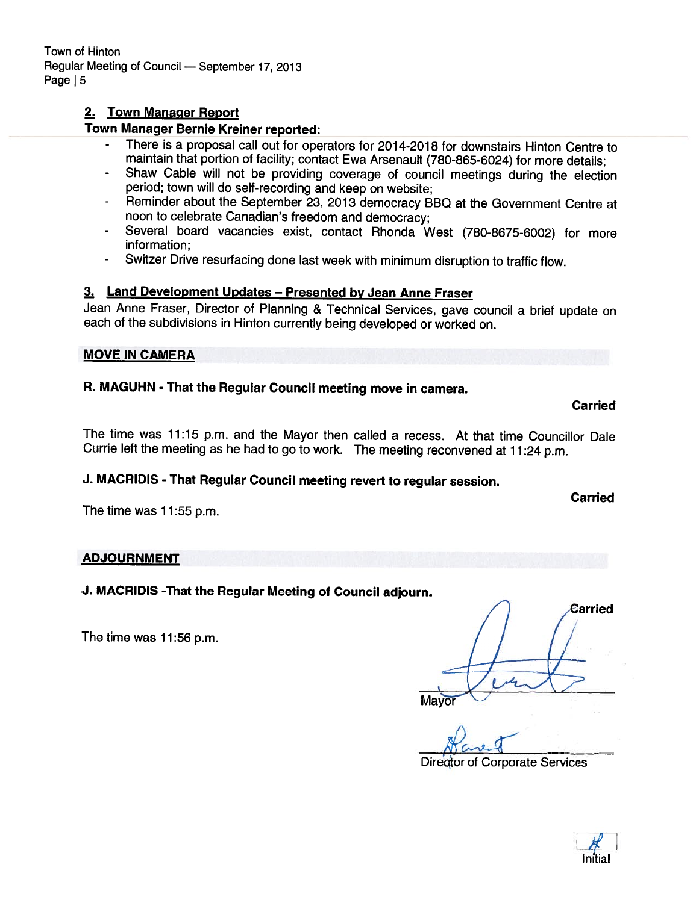## 2. Town Manager Report

**Town Manager Bernie Kreiner reported:**

- There is a proposal call out for operators for 2014-2018 for downstairs Hinton Centre to maintain that portion of facility; contact Ewa Arsenault (780-865-6024) for more details;
- Shaw Cable will not be providing coverage of council meetings during the election period; town will do self-recording and keep on website;
- Reminder about the September 23, 2013 democracy BBQ at the Government Centre at noon to celebrate Canadian's freedom and democracy;
- Several board vacancies exist, contact Rhonda West (780-8675-6002) for more information;
- Switzer Drive resurfacing done last week with minimum disruption to traffic flow.

## 3. Land Development Updates – Presented by Jean Anne Fraser

Jean Anne Fraser, Director of Planning & Technical Services, gave council a brief update on each of the subdivisions in Hinton currently being developed or worked on.

## MOVE IN CAMERA

**R. MAGUHN - That the Regular Council meeting move in camera.**

**Carried**

The time was 11:15 p.m. and the Mayor then called a recess. At that time Councillor Dale Currie left the meeting as he had to go to work. The meeting reconvened at 11:24 p.m.

**J. MACRIDIS - That Regular Council meeting revert to regular session.**

**Carried**

The time was 11:55 p.m.

## ADJOURNMENT

**J. MACRIDIS -That the Regular Meeting of Council adjourn.**

**Carried**

The time was 11:56 p.m.

Mayor

Director of Corporate Services

Initial